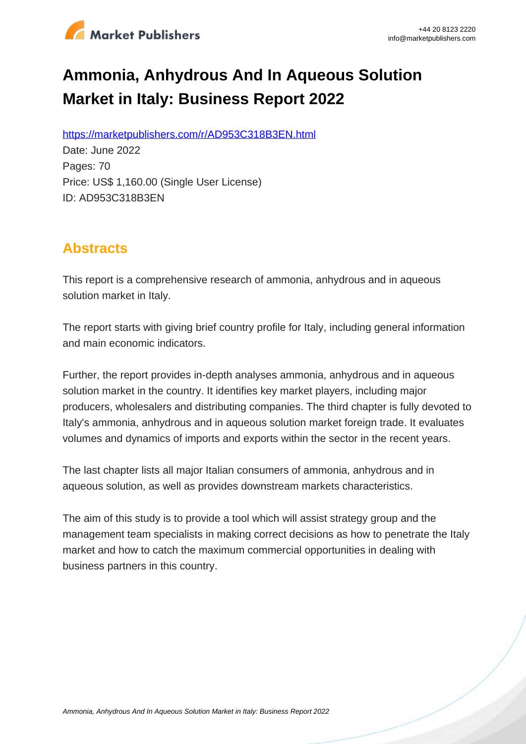# Ammonia, Anhydrous And In Aqueous Solution Market in Italy: Business Report 2022

https://marketpublishers.com/r/AD953C318B3EN.html

Date: June 2022

Pages: 70

Price: US$ 1,160.00 (Single User License)

ID: AD953C318B3EN

## Abstracts

This report is a comprehensive research of ammonia, anhydrous and in aqueous solution market in Italy.

The report starts with giving brief country profile for Italy, including general information and main economic indicators.

Further, the report provides in-depth analyses ammonia, anhydrous and in aqueous solution market in the country. It identifies key market players, including major producers, wholesalers and distributing companies. The third chapter is fully devoted to Italy's ammonia, anhydrous and in aqueous solution market foreign trade. It evaluates volumes and dynamics of imports and exports within the sector in the recent years.

The last chapter lists all major Italian consumers of ammonia, anhydrous and in aqueous solution, as well as provides downstream markets characteristics.

The aim of this study is to provide a tool which will assist strategy group and the management team specialists in making correct decisions as how to penetrate the Italy market and how to catch the maximum commercial opportunities in dealing with business partners in this country.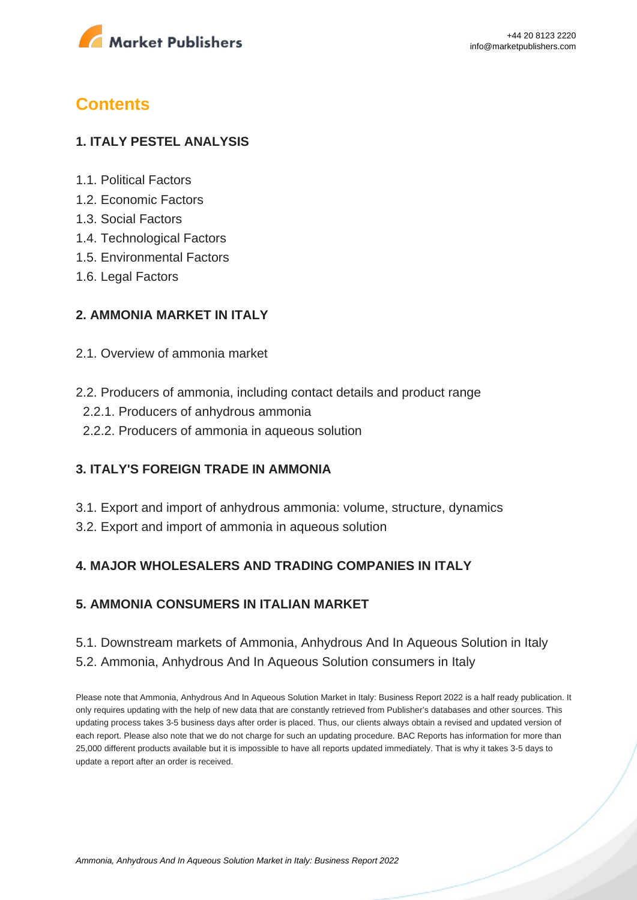# Contents

## 1. ITALY PESTEL ANALYSIS

1.1. Political Factors
1.2. Economic Factors
1.3. Social Factors
1.4. Technological Factors
1.5. Environmental Factors
1.6. Legal Factors

## 2. AMMONIA MARKET IN ITALY

2.1. Overview of ammonia market

2.2. Producers of ammonia, including contact details and product range
  2.2.1. Producers of anhydrous ammonia
  2.2.2. Producers of ammonia in aqueous solution

## 3. ITALY'S FOREIGN TRADE IN AMMONIA

3.1. Export and import of anhydrous ammonia: volume, structure, dynamics
3.2. Export and import of ammonia in aqueous solution

## 4. MAJOR WHOLESALERS AND TRADING COMPANIES IN ITALY

## 5. AMMONIA CONSUMERS IN ITALIAN MARKET

5.1. Downstream markets of Ammonia, Anhydrous And In Aqueous Solution in Italy
5.2. Ammonia, Anhydrous And In Aqueous Solution consumers in Italy

Please note that Ammonia, Anhydrous And In Aqueous Solution Market in Italy: Business Report 2022 is a half ready publication. It only requires updating with the help of new data that are constantly retrieved from Publisher's databases and other sources. This updating process takes 3-5 business days after order is placed. Thus, our clients always obtain a revised and updated version of each report. Please also note that we do not charge for such an updating procedure. BAC Reports has information for more than 25,000 different products available but it is impossible to have all reports updated immediately. That is why it takes 3-5 days to update a report after an order is received.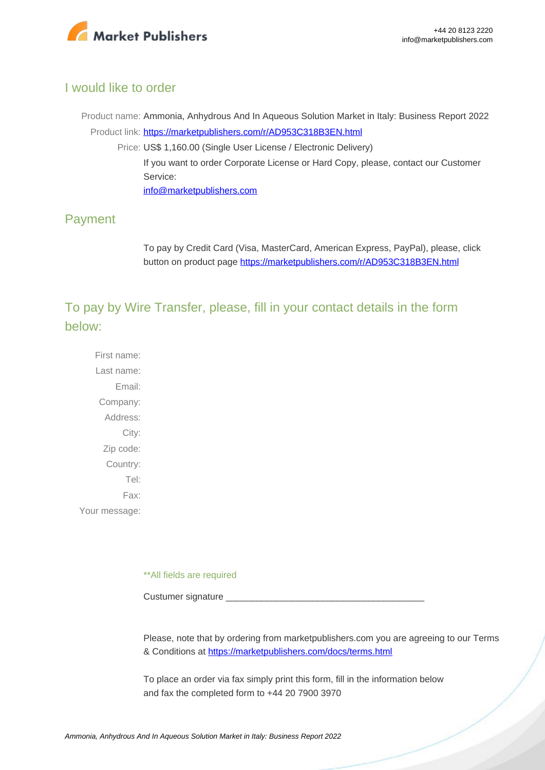## I would like to order

Product name: Ammonia, Anhydrous And In Aqueous Solution Market in Italy: Business Report 2022

Product link: https://marketpublishers.com/r/AD953C318B3EN.html

Price: US$ 1,160.00 (Single User License / Electronic Delivery)

If you want to order Corporate License or Hard Copy, please, contact our Customer Service:

info@marketpublishers.com

## Payment

To pay by Credit Card (Visa, MasterCard, American Express, PayPal), please, click button on product page https://marketpublishers.com/r/AD953C318B3EN.html

## To pay by Wire Transfer, please, fill in your contact details in the form below:

First name:

Last name:

Email:

Company:

Address:

City:

Zip code:

Country:

Tel:

Fax:

Your message:

**All fields are required

Custumer signature _______________________________________

Please, note that by ordering from marketpublishers.com you are agreeing to our Terms & Conditions at https://marketpublishers.com/docs/terms.html

To place an order via fax simply print this form, fill in the information below and fax the completed form to +44 20 7900 3970